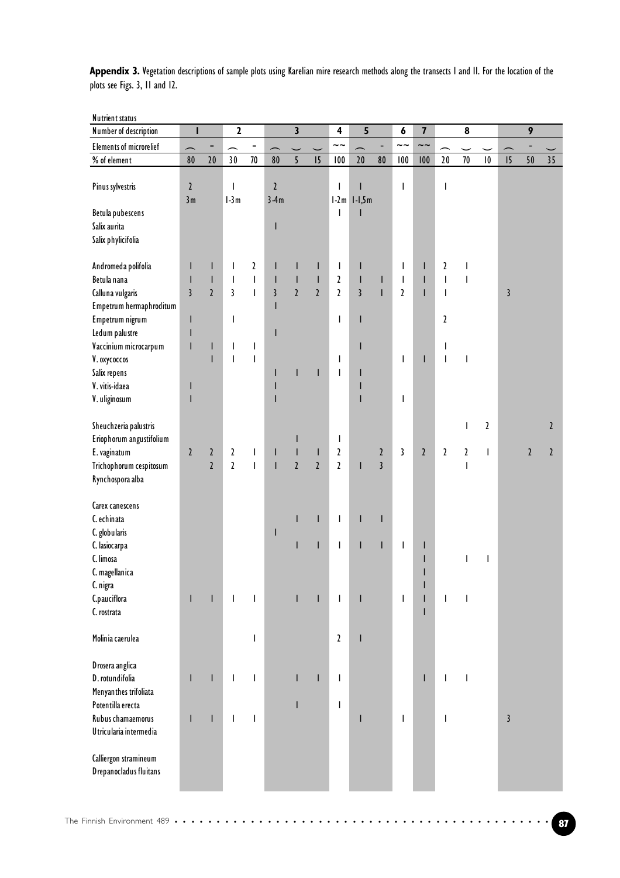**Appendix 3.** Vegetation descriptions of sample plots using Karelian mire research methods along the transects I and II. For the location of the plots see Figs. 3, 11 and 12.

| Nutrient status | | | | | | | | | | | | | | | | | | |
|---|---|---|---|---|---|---|---|---|---|---|---|---|---|---|---|---|---|---|
| Number of description | 1 | | 2 | | 3 | | | 4 | 5 | | 6 | 7 | 8 | | | 9 | | |
| Elements of microrelief | ⌒ | - | ⌒ | - | ⌒ | ⌣ | ⌣ | ~~ | ⌒ | - | ~~ | ~~ | ⌒ | ⌣ | ⌣ | ⌒ | - | ⌣ |
| % of element | 80 | 20 | 30 | 70 | 80 | 5 | 15 | 100 | 20 | 80 | 100 | 100 | 20 | 70 | 10 | 15 | 50 | 35 |
| Pinus sylvestris | 2 | | 1 | | 2 | | | 1 | 1 | | 1 | | 1 | | | | | |
| | 3m | | 1-3m | | 3-4m | | | 1-2m | 1-1,5m | | | | | | | | | |
| Betula pubescens | | | | | | | | 1 | 1 | | | | | | | | | |
| Salix aurita | | | | | 1 | | | | | | | | | | | | | |
| Salix phylicifolia | | | | | | | | | | | | | | | | | | |
| Andromeda polifolia | 1 | 1 | 1 | 2 | 1 | 1 | 1 | 1 | 1 | | 1 | 1 | 2 | 1 | | | | |
| Betula nana | 1 | 1 | 1 | 1 | 1 | 1 | 1 | 2 | 1 | 1 | 1 | 1 | 1 | 1 | | | | |
| Calluna vulgaris | 3 | 2 | 3 | 1 | 3 | 2 | 2 | 2 | 3 | 1 | 2 | 1 | 1 | | | 3 | | |
| Empetrum hermaphroditum | | | | | 1 | | | | | | | | | | | | | |
| Empetrum nigrum | 1 | | 1 | | | | | 1 | 1 | | | | 2 | | | | | |
| Ledum palustre | 1 | | | | 1 | | | | | | | | | | | | | |
| Vaccinium microcarpum | 1 | 1 | 1 | 1 | | | | | 1 | | | | 1 | | | | | |
| V. oxycoccos | | 1 | 1 | 1 | | | | 1 | | | 1 | 1 | 1 | 1 | | | | |
| Salix repens | | | | | 1 | 1 | 1 | 1 | 1 | | | | | | | | | |
| V. vitis-idaea | 1 | | | | 1 | | | | 1 | | | | | | | | | |
| V. uliginosum | 1 | | | | 1 | | | | 1 | | 1 | | | | | | | |
| Sheuchzeria palustris | | | | | | | | | | | | | | 1 | 2 | | | 2 |
| Eriophorum angustifolium | | | | | | 1 | | 1 | | | | | | | | | | |
| E. vaginatum | 2 | 2 | 2 | 1 | 1 | 1 | 1 | 2 | | 2 | 3 | 2 | 2 | 2 | 1 | | 2 | 2 |
| Trichophorum cespitosum | | 2 | 2 | 1 | 1 | 2 | 2 | 2 | 1 | 3 | | | | 1 | | | | |
| Rynchospora alba | | | | | | | | | | | | | | | | | | |
| Carex canescens | | | | | | | | | | | | | | | | | | |
| C. echinata | | | | | | 1 | 1 | 1 | 1 | 1 | | | | | | | | |
| C. globularis | | | | | 1 | | | | | | | | | | | | | |
| C. lasiocarpa | | | | | | 1 | 1 | 1 | 1 | 1 | 1 | 1 | | | | | | |
| C. limosa | | | | | | | | | | | | 1 | | 1 | 1 | | | |
| C. magellanica | | | | | | | | | | | | 1 | | | | | | |
| C. nigra | | | | | | | | | | | | 1 | | | | | | |
| C.pauciflora | 1 | 1 | 1 | 1 | | 1 | 1 | 1 | 1 | | 1 | 1 | 1 | 1 | | | | |
| C. rostrata | | | | | | | | | | | | 1 | | | | | | |
| Molinia caerulea | | | | 1 | | | | 2 | 1 | | | | | | | | | |
| Drosera anglica | | | | | | | | | | | | | | | | | | |
| D. rotundifolia | 1 | 1 | 1 | 1 | | 1 | 1 | 1 | | | | 1 | 1 | 1 | | | | |
| Menyanthes trifoliata | | | | | | | | | | | | | | | | | | |
| Potentilla erecta | | | | | | 1 | | 1 | | | | | | | | | | |
| Rubus chamaemorus | 1 | 1 | 1 | 1 | | | | | 1 | | 1 | | 1 | | | 3 | | |
| Utricularia intermedia | | | | | | | | | | | | | | | | | | |
| Calliergon stramineum | | | | | | | | | | | | | | | | | | |
| Drepanocladus fluitans | | | | | | | | | | | | | | | | | | |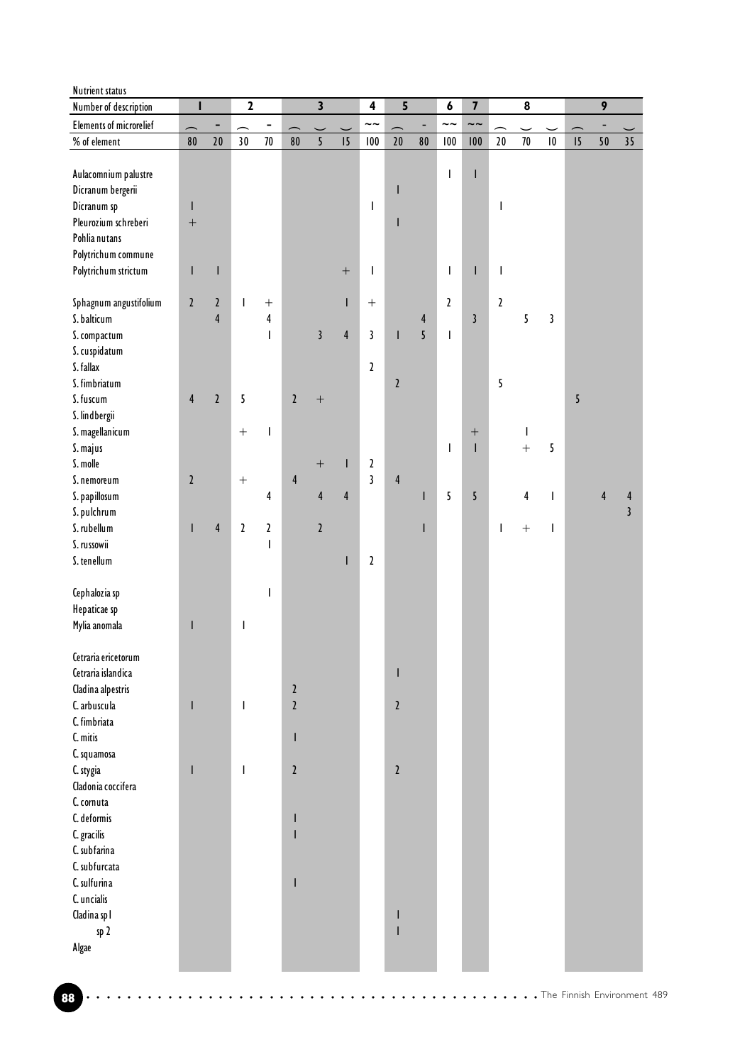| Nutrient status | | | | | | | | | | | | | | | | | | |
|---|---|---|---|---|---|---|---|---|---|---|---|---|---|---|---|---|---|---|
| Number of description | I | | 2 | | 3 | | | 4 | 5 | | 6 | 7 | 8 | | | 9 | | |
| Elements of microrelief | ⌢ | - | ⌢ | - | ⌢ | ⌣ | ⌣ | ~~ | ⌢ | - | ~~ | ~~ | ⌢ | ⌣ | ⌣ | ⌢ | - | ⌣ |
| % of element | 80 | 20 | 30 | 70 | 80 | 5 | 15 | 100 | 20 | 80 | 100 | 100 | 20 | 70 | 10 | 15 | 50 | 35 |
| Aulacomnium palustre | | | | | | | | | | | I | I | | | | | | |
| Dicranum bergerii | | | | | | | | | I | | | | | | | | | |
| Dicranum sp | I | | | | | | | I | | | | | I | | | | | |
| Pleurozium schreberi | + | | | | | | | | I | | | | | | | | | |
| Pohlia nutans | | | | | | | | | | | | | | | | | | |
| Polytrichum commune | | | | | | | | | | | | | | | | | | |
| Polytrichum strictum | I | I | | | | | + | I | | | I | I | I | | | | | |
| Sphagnum angustifolium | 2 | 2 | I | + | | | I | + | | | 2 | | 2 | | | | | |
| S. balticum | | 4 | | 4 | | | | | | 4 | | 3 | | 5 | 3 | | | |
| S. compactum | | | | I | | 3 | 4 | 3 | I | 5 | I | | | | | | | |
| S. cuspidatum | | | | | | | | | | | | | | | | | | |
| S. fallax | | | | | | | | 2 | | | | | | | | | | |
| S. fimbriatum | | | | | | | | | 2 | | | | 5 | | | | | |
| S. fuscum | 4 | 2 | 5 | | 2 | + | | | | | | | | | | 5 | | |
| S. lindbergii | | | | | | | | | | | | | | | | | | |
| S. magellanicum | | | + | I | | | | | | | | + | | I | | | | |
| S. majus | | | | | | | | | | | I | I | | + | 5 | | | |
| S. molle | | | | | | + | I | 2 | | | | | | | | | | |
| S. nemoreum | 2 | | + | | 4 | | | 3 | 4 | | | | | | | | | |
| S. papillosum | | | | 4 | | 4 | 4 | | | I | 5 | 5 | | 4 | I | | 4 | 4 |
| S. pulchrum | | | | | | | | | | | | | | | | | | 3 |
| S. rubellum | I | 4 | 2 | 2 | | 2 | | | | I | | | I | + | I | | | |
| S. russowii | | | | I | | | | | | | | | | | | | | |
| S. tenellum | | | | | | | I | 2 | | | | | | | | | | |
| Cephalozia sp | | | | I | | | | | | | | | | | | | | |
| Hepaticae sp | | | | | | | | | | | | | | | | | | |
| Mylia anomala | I | | I | | | | | | | | | | | | | | | |
| Cetraria ericetorum | | | | | | | | | | | | | | | | | | |
| Cetraria islandica | | | | | | | | | I | | | | | | | | | |
| Cladina alpestris | | | | | 2 | | | | | | | | | | | | | |
| C. arbuscula | I | | I | | 2 | | | | 2 | | | | | | | | | |
| C. fimbriata | | | | | | | | | | | | | | | | | | |
| C. mitis | | | | | I | | | | | | | | | | | | | |
| C. squamosa | | | | | | | | | | | | | | | | | | |
| C. stygia | I | | I | | 2 | | | | 2 | | | | | | | | | |
| Cladonia coccifera | | | | | | | | | | | | | | | | | | |
| C. cornuta | | | | | | | | | | | | | | | | | | |
| C. deformis | | | | | I | | | | | | | | | | | | | |
| C. gracilis | | | | | I | | | | | | | | | | | | | |
| C. subfarina | | | | | | | | | | | | | | | | | | |
| C. subfurcata | | | | | | | | | | | | | | | | | | |
| C. sulfurina | | | | | I | | | | | | | | | | | | | |
| C. uncialis | | | | | | | | | | | | | | | | | | |
| Cladina sp I | | | | | | | | | I | | | | | | | | | |
| sp 2 | | | | | | | | | I | | | | | | | | | |
| Algae | | | | | | | | | | | | | | | | | | |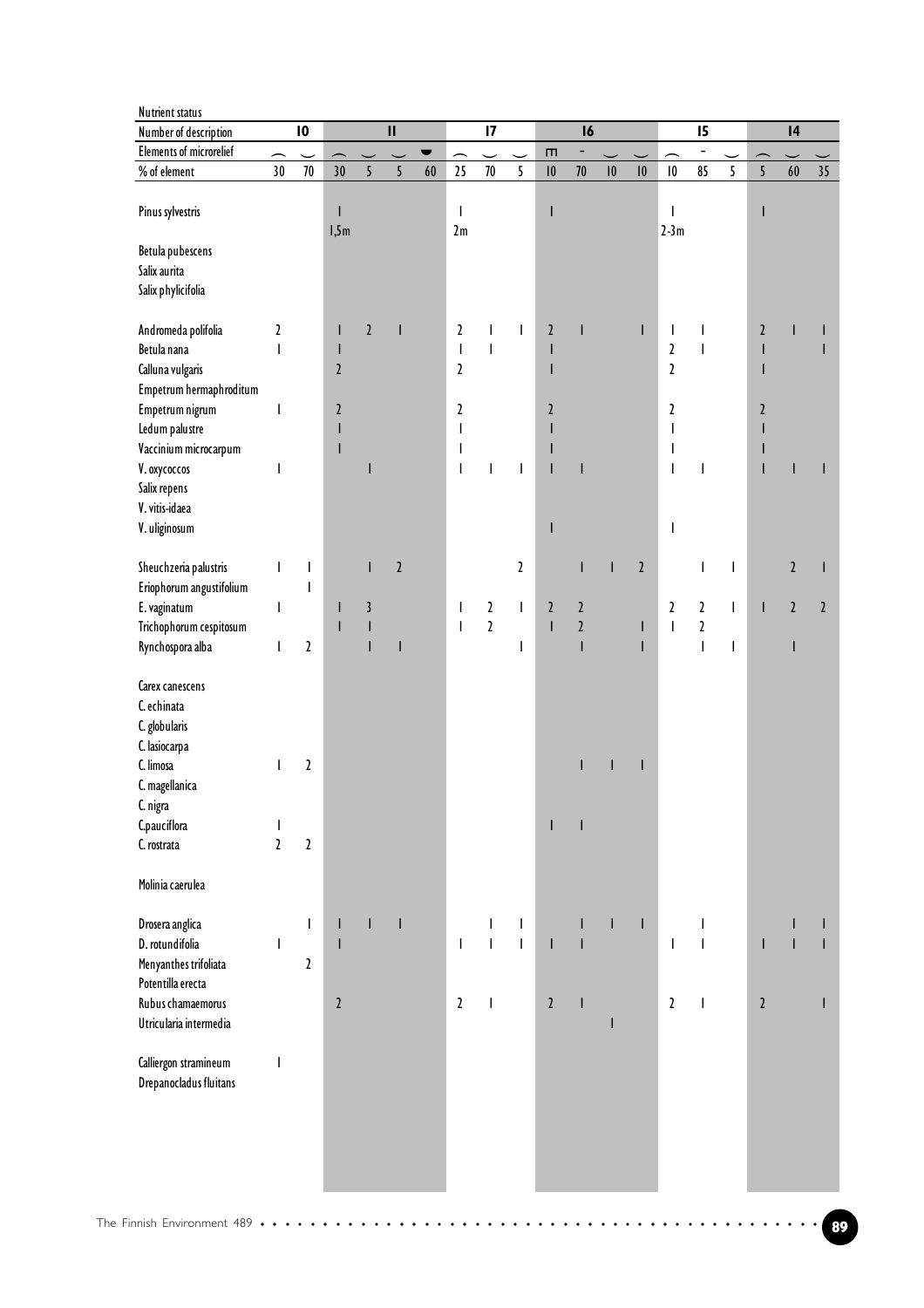Nutrient status

| Number of description | 10 | | 11 | | | | 17 | | | 16 | | | | 15 | | | 14 | | |
|---|---|---|---|---|---|---|---|---|---|---|---|---|---|---|---|---|---|---|---|
| Elements of microrelief | ⌢ | ⌣ | ⌢ | ⌣ | ⌣ | ● | ⌢ | ⌣ | ⌣ | ⊓ | - | ⌣ | ⌣ | ⌢ | - | ⌣ | ⌢ | ⌣ | ⌣ |
| % of element | 30 | 70 | 30 | 5 | 5 | 60 | 25 | 70 | 5 | 10 | 70 | 10 | 10 | 10 | 85 | 5 | 5 | 60 | 35 |
| Pinus sylvestris | | | I 1,5m | | | | I 2m | | | I | | | | I 2-3m | | | I | | |
| Betula pubescens | | | | | | | | | | | | | | | | | | | |
| Salix aurita | | | | | | | | | | | | | | | | | | | |
| Salix phylicifolia | | | | | | | | | | | | | | | | | | | |
| Andromeda polifolia | 2 | | I | 2 | I | | 2 | I | I | 2 | I | | I | I | I | | 2 | I | I |
| Betula nana | I | | I | | | | I | I | | I | | | | 2 | I | | I | | I |
| Calluna vulgaris | | | 2 | | | | 2 | | | I | | | | 2 | | | I | | |
| Empetrum hermaphroditum | | | | | | | | | | | | | | | | | | | |
| Empetrum nigrum | I | | 2 | | | | 2 | | | 2 | | | | 2 | | | 2 | | |
| Ledum palustre | | | I | | | | I | | | I | | | | I | | | I | | |
| Vaccinium microcarpum | | | I | | | | I | | | I | | | | I | | | I | | |
| V. oxycoccos | I | | | I | | | I | I | I | I | I | | | I | I | | I | I | I |
| Salix repens | | | | | | | | | | | | | | | | | | | |
| V. vitis-idaea | | | | | | | | | | | | | | | | | | | |
| V. uliginosum | | | | | | | | | | I | | | | I | | | | | |
| Sheuchzeria palustris | I | I | | I | 2 | | | | 2 | | I | I | 2 | | I | I | | 2 | I |
| Eriophorum angustifolium | | I | | | | | | | | | | | | | | | | | |
| E. vaginatum | I | | I | 3 | | | I | 2 | I | 2 | 2 | | | 2 | 2 | I | I | 2 | 2 |
| Trichophorum cespitosum | | | I | I | | | I | 2 | | I | 2 | | I | I | 2 | | | | |
| Rynchospora alba | I | 2 | | I | I | | | | I | | I | | I | | I | I | | I | |
| Carex canescens | | | | | | | | | | | | | | | | | | | |
| C. echinata | | | | | | | | | | | | | | | | | | | |
| C. globularis | | | | | | | | | | | | | | | | | | | |
| C. lasiocarpa | | | | | | | | | | | | | | | | | | | |
| C. limosa | I | 2 | | | | | | | | | I | I | I | | | | | | |
| C. magellanica | | | | | | | | | | | | | | | | | | | |
| C. nigra | | | | | | | | | | | | | | | | | | | |
| C.pauciflora | I | | | | | | | | | I | I | | | | | | | | |
| C. rostrata | 2 | 2 | | | | | | | | | | | | | | | | | |
| Molinia caerulea | | | | | | | | | | | | | | | | | | | |
| Drosera anglica | | I | I | I | I | | | I | I | | I | I | I | | I | | | I | I |
| D. rotundifolia | I | | I | | | | I | I | I | I | I | | | I | I | | I | I | I |
| Menyanthes trifoliata | | 2 | | | | | | | | | | | | | | | | | |
| Potentilla erecta | | | | | | | | | | | | | | | | | | | |
| Rubus chamaemorus | | | 2 | | | | 2 | I | | 2 | I | | | 2 | I | | 2 | | I |
| Utricularia intermedia | | | | | | | | | | | | I | | | | | | | |
| Calliergon stramineum | I | | | | | | | | | | | | | | | | | | |
| Drepanocladus fluitans | | | | | | | | | | | | | | | | | | | |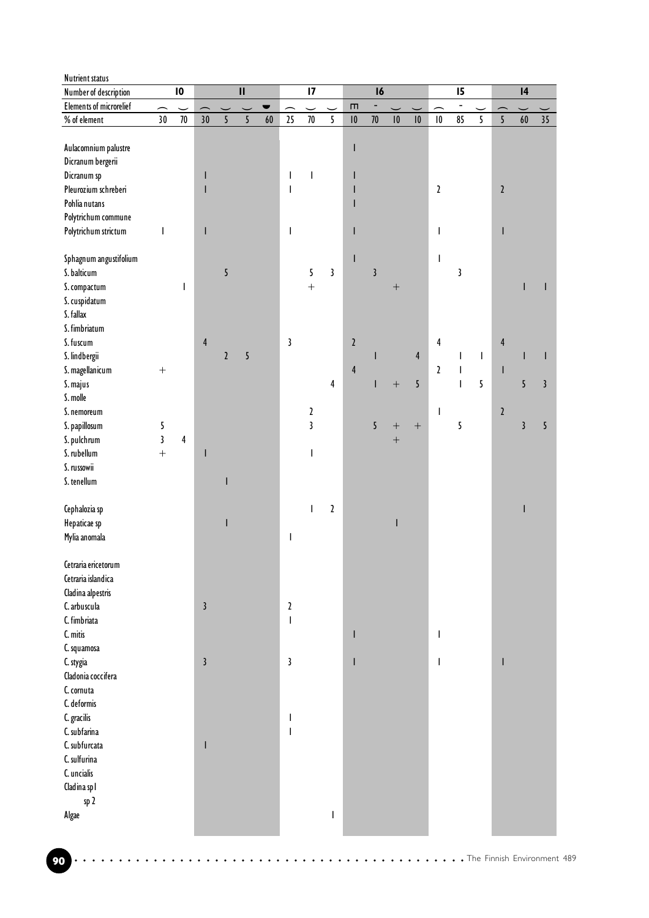| Nutrient status | | | | | | | | | | | | | | | | | | | |
|---|---|---|---|---|---|---|---|---|---|---|---|---|---|---|---|---|---|---|---|
| Number of description | 10 | | 11 | | | | 17 | | | 16 | | | | 15 | | | 14 | | |
| Elements of microrelief | ⌒ | ‿ | ⌒ | ‿ | ‿ | ● | ⌒ | ‿ | ‿ | ⊓ | - | ‿ | ‿ | ⌒ | - | ‿ | ⌒ | ‿ | ‿ |
| % of element | 30 | 70 | 30 | 5 | 5 | 60 | 25 | 70 | 5 | 10 | 70 | 10 | 10 | 10 | 85 | 5 | 5 | 60 | 35 |
| Aulacomnium palustre | | | | | | | | | | 1 | | | | | | | | | |
| Dicranum bergerii | | | | | | | | | | | | | | | | | | | |
| Dicranum sp | | | 1 | | | | 1 | 1 | | 1 | | | | | | | | | |
| Pleurozium schreberi | | | 1 | | | | 1 | | | 1 | | | | 2 | | | 2 | | |
| Pohlia nutans | | | | | | | | | | 1 | | | | | | | | | |
| Polytrichum commune | | | | | | | | | | | | | | | | | | | |
| Polytrichum strictum | 1 | | 1 | | | | 1 | | | 1 | | | | 1 | | | 1 | | |
| Sphagnum angustifolium | | | | | | | | | | 1 | | | | 1 | | | | | |
| S. balticum | | | | 5 | | | | 5 | 3 | | 3 | | | | 3 | | | | |
| S. compactum | | 1 | | | | | | + | | | | + | | | | | | 1 | 1 |
| S. cuspidatum | | | | | | | | | | | | | | | | | | | |
| S. fallax | | | | | | | | | | | | | | | | | | | |
| S. fimbriatum | | | | | | | | | | | | | | | | | | | |
| S. fuscum | | | 4 | | | | 3 | | | 2 | | | | 4 | | | 4 | | |
| S. lindbergii | | | | 2 | 5 | | | | | | 1 | | 4 | | 1 | 1 | | 1 | 1 |
| S. magellanicum | + | | | | | | | | | 4 | | | | 2 | 1 | | 1 | | |
| S. majus | | | | | | | | | 4 | | 1 | + | 5 | | 1 | 5 | | 5 | 3 |
| S. molle | | | | | | | | | | | | | | | | | | | |
| S. nemoreum | | | | | | | | 2 | | | | | | 1 | | | 2 | | |
| S. papillosum | 5 | | | | | | | 3 | | | 5 | + | + | | 5 | | | 3 | 5 |
| S. pulchrum | 3 | 4 | | | | | | | | | | + | | | | | | | |
| S. rubellum | + | | 1 | | | | | 1 | | | | | | | | | | | |
| S. russowii | | | | | | | | | | | | | | | | | | | |
| S. tenellum | | | | 1 | | | | | | | | | | | | | | | |
| Cephalozia sp | | | | | | | | 1 | 2 | | | | | | | | | 1 | |
| Hepaticae sp | | | | 1 | | | | | | | | 1 | | | | | | | |
| Mylia anomala | | | | | | | 1 | | | | | | | | | | | | |
| Cetraria ericetorum | | | | | | | | | | | | | | | | | | | |
| Cetraria islandica | | | | | | | | | | | | | | | | | | | |
| Cladina alpestris | | | | | | | | | | | | | | | | | | | |
| C. arbuscula | | | 3 | | | | 2 | | | | | | | | | | | | |
| C. fimbriata | | | | | | | 1 | | | | | | | | | | | | |
| C. mitis | | | | | | | | | | 1 | | | | 1 | | | | | |
| C. squamosa | | | | | | | | | | | | | | | | | | | |
| C. stygia | | | 3 | | | | 3 | | | 1 | | | | 1 | | | 1 | | |
| Cladonia coccifera | | | | | | | | | | | | | | | | | | | |
| C. cornuta | | | | | | | | | | | | | | | | | | | |
| C. deformis | | | | | | | | | | | | | | | | | | | |
| C. gracilis | | | | | | | 1 | | | | | | | | | | | | |
| C. subfarina | | | | | | | 1 | | | | | | | | | | | | |
| C. subfurcata | | | 1 | | | | | | | | | | | | | | | | |
| C. sulfurina | | | | | | | | | | | | | | | | | | | |
| C. uncialis | | | | | | | | | | | | | | | | | | | |
| Cladina sp1 | | | | | | | | | | | | | | | | | | | |
| sp 2 | | | | | | | | | | | | | | | | | | | |
| Algae | | | | | | | | | 1 | | | | | | | | | | |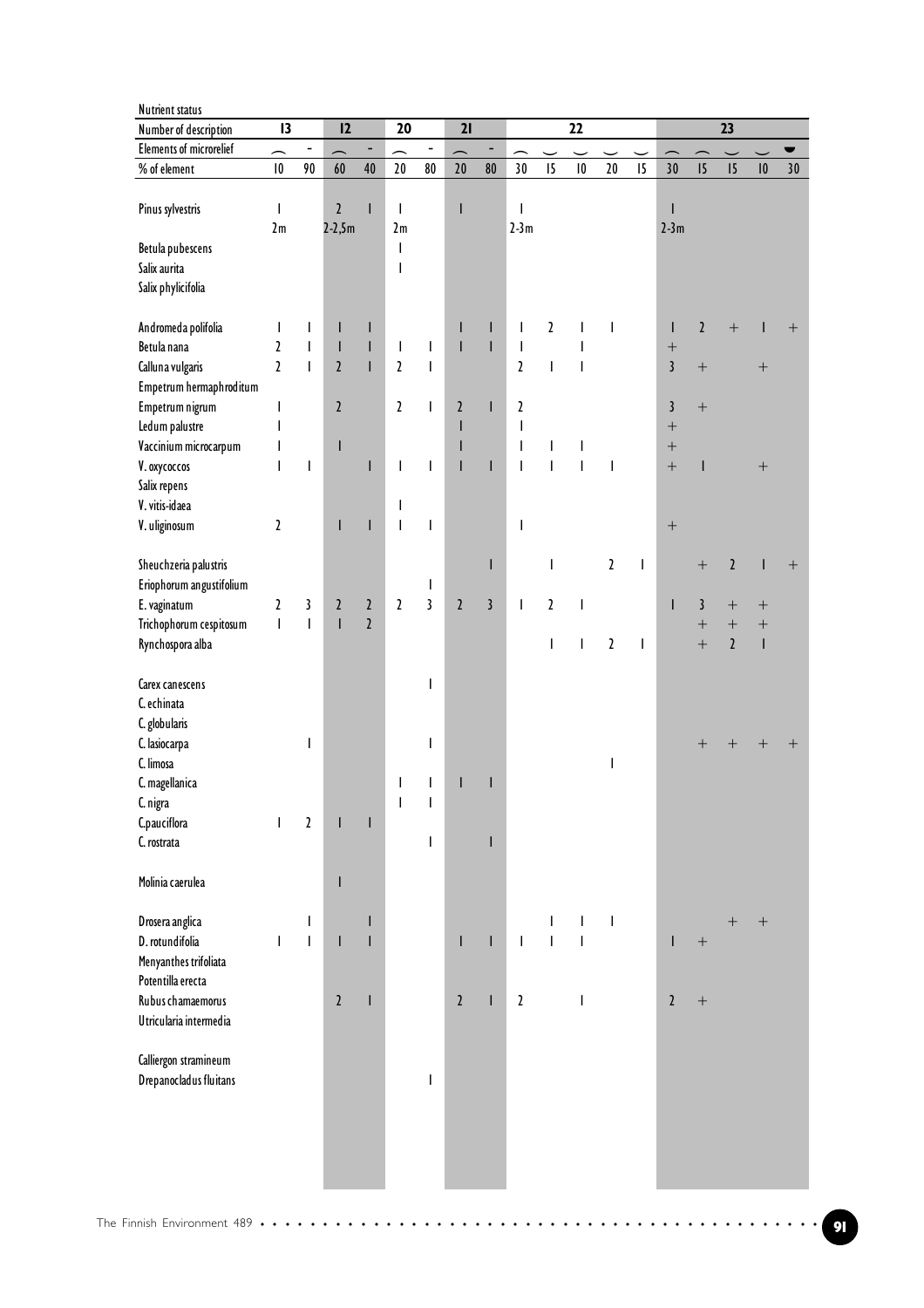Nutrient status

| Number of description | 13 | | 12 | | 20 | | 21 | | 22 | | | | | 23 | | | | |
|---|---|---|---|---|---|---|---|---|---|---|---|---|---|---|---|---|---|---|
| Elements of microrelief | ⌒ | - | ⌒ | - | ⌒ | - | ⌒ | - | ⌒ | ⌣ | ⌣ | ⌣ | ⌣ | ⌒ | ⌒ | ⌣ | ⌣ | ● |
| % of element | 10 | 90 | 60 | 40 | 20 | 80 | 20 | 80 | 30 | 15 | 10 | 20 | 15 | 30 | 15 | 15 | 10 | 30 |
| Pinus sylvestris | 1 | | 2 | 1 | 1 | | 1 | | 1 | | | | | 1 | | | | |
| | 2m | | 2-2,5m | | 2m | | | | 2-3m | | | | | 2-3m | | | | |
| Betula pubescens | | | | | 1 | | | | | | | | | | | | | |
| Salix aurita | | | | | 1 | | | | | | | | | | | | | |
| Salix phylicifolia | | | | | | | | | | | | | | | | | | |
| Andromeda polifolia | 1 | 1 | 1 | 1 | | | 1 | 1 | 1 | 2 | 1 | 1 | | 1 | 2 | + | 1 | + |
| Betula nana | 2 | 1 | 1 | 1 | 1 | 1 | 1 | 1 | 1 | | 1 | | | + | | | | |
| Calluna vulgaris | 2 | 1 | 2 | 1 | 2 | 1 | | | 2 | 1 | 1 | | | 3 | + | | + | |
| Empetrum hermaphroditum | | | | | | | | | | | | | | | | | | |
| Empetrum nigrum | 1 | | 2 | | 2 | 1 | 2 | 1 | 2 | | | | | 3 | + | | | |
| Ledum palustre | 1 | | | | | | 1 | | 1 | | | | | + | | | | |
| Vaccinium microcarpum | 1 | | 1 | | | | 1 | | 1 | 1 | 1 | | | + | | | | |
| V. oxycoccos | 1 | 1 | | 1 | 1 | 1 | 1 | 1 | 1 | 1 | 1 | 1 | | + | 1 | | + | |
| Salix repens | | | | | | | | | | | | | | | | | | |
| V. vitis-idaea | | | | | 1 | | | | | | | | | | | | | |
| V. uliginosum | 2 | | 1 | 1 | 1 | 1 | | | 1 | | | | | + | | | | |
| Sheuchzeria palustris | | | | | | | | 1 | | 1 | | 2 | 1 | | + | 2 | 1 | + |
| Eriophorum angustifolium | | | | | | 1 | | | | | | | | | | | | |
| E. vaginatum | 2 | 3 | 2 | 2 | 2 | 3 | 2 | 3 | 1 | 2 | 1 | | | 1 | 3 | + | + | |
| Trichophorum cespitosum | 1 | 1 | 1 | 2 | | | | | | | | | | | + | + | + | |
| Rynchospora alba | | | | | | | | | | 1 | 1 | 2 | 1 | | + | 2 | 1 | |
| Carex canescens | | | | | | 1 | | | | | | | | | | | | |
| C. echinata | | | | | | | | | | | | | | | | | | |
| C. globularis | | | | | | | | | | | | | | | | | | |
| C. lasiocarpa | | 1 | | | | 1 | | | | | | | | | + | + | + | + |
| C. limosa | | | | | | | | | | | | 1 | | | | | | |
| C. magellanica | | | | | 1 | 1 | 1 | 1 | | | | | | | | | | |
| C. nigra | | | | | 1 | 1 | | | | | | | | | | | | |
| C.pauciflora | 1 | 2 | 1 | 1 | | | | | | | | | | | | | | |
| C. rostrata | | | | | | 1 | | 1 | | | | | | | | | | |
| Molinia caerulea | | | 1 | | | | | | | | | | | | | | | |
| Drosera anglica | | 1 | | 1 | | | | | | 1 | 1 | 1 | | | | + | + | |
| D. rotundifolia | 1 | 1 | 1 | 1 | | | 1 | 1 | 1 | 1 | 1 | | | 1 | + | | | |
| Menyanthes trifoliata | | | | | | | | | | | | | | | | | | |
| Potentilla erecta | | | | | | | | | | | | | | | | | | |
| Rubus chamaemorus | | | 2 | 1 | | | 2 | 1 | 2 | | 1 | | | 2 | + | | | |
| Utricularia intermedia | | | | | | | | | | | | | | | | | | |
| Calliergon stramineum | | | | | | | | | | | | | | | | | | |
| Drepanocladus fluitans | | | | | | 1 | | | | | | | | | | | | |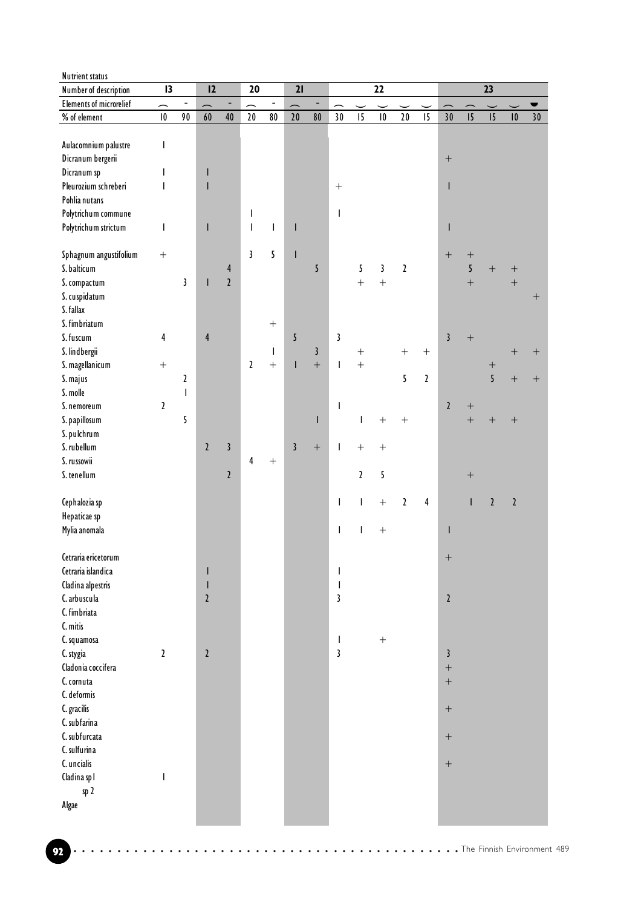Nutrient status

| Number of description | 13 | | 12 | | 20 | | 21 | | 22 | | | | | 23 | | | | |
|---|---|---|---|---|---|---|---|---|---|---|---|---|---|---|---|---|---|---|
| Elements of microrelief | ⌒ | – | ⌒ | – | ⌒ | – | ⌒ | – | ⌒ | ⌣ | ⌣ | ⌣ | ⌣ | ⌒ | ⌒ | ⌣ | ⌣ | ● |
| % of element | 10 | 90 | 60 | 40 | 20 | 80 | 20 | 80 | 30 | 15 | 10 | 20 | 15 | 30 | 15 | 15 | 10 | 30 |
| Aulacomnium palustre | 1 | | | | | | | | | | | | | | | | | |
| Dicranum bergerii | | | | | | | | | | | | | | + | | | | |
| Dicranum sp | 1 | | 1 | | | | | | | | | | | | | | | |
| Pleurozium schreberi | 1 | | 1 | | | | | | + | | | | | 1 | | | | |
| Pohlia nutans | | | | | | | | | | | | | | | | | | |
| Polytrichum commune | | | | | 1 | | | | 1 | | | | | | | | | |
| Polytrichum strictum | 1 | | 1 | | 1 | 1 | 1 | | | | | | | 1 | | | | |
| Sphagnum angustifolium | + | | | | 3 | 5 | 1 | | | | | | | + | + | | | |
| S. balticum | | | | 4 | | | | 5 | | 5 | 3 | 2 | | | 5 | + | + | |
| S. compactum | | 3 | 1 | 2 | | | | | | + | + | | | | + | | + | |
| S. cuspidatum | | | | | | | | | | | | | | | | | | + |
| S. fallax | | | | | | | | | | | | | | | | | | |
| S. fimbriatum | | | | | | + | | | | | | | | | | | | |
| S. fuscum | 4 | | 4 | | | | 5 | | 3 | | | | | 3 | + | | | |
| S. lindbergii | | | | | | 1 | | 3 | | + | | + | + | | | | + | + |
| S. magellanicum | + | | | | 2 | + | 1 | + | 1 | + | | | | | | + | | |
| S. majus | | 2 | | | | | | | | | | 5 | 2 | | | 5 | + | + |
| S. molle | | 1 | | | | | | | | | | | | | | | | |
| S. nemoreum | 2 | | | | | | | | 1 | | | | | 2 | + | | | |
| S. papillosum | | 5 | | | | | | 1 | | 1 | + | + | | | + | + | + | |
| S. pulchrum | | | | | | | | | | | | | | | | | | |
| S. rubellum | | | 2 | 3 | | | 3 | + | 1 | + | + | | | | | | | |
| S. russowii | | | | | 4 | + | | | | | | | | | | | | |
| S. tenellum | | | | 2 | | | | | | 2 | 5 | | | | + | | | |
| Cephalozia sp | | | | | | | | | 1 | 1 | + | 2 | 4 | | 1 | 2 | 2 | |
| Hepaticae sp | | | | | | | | | | | | | | | | | | |
| Mylia anomala | | | | | | | | | 1 | 1 | + | | | 1 | | | | |
| Cetraria ericetorum | | | | | | | | | | | | | | + | | | | |
| Cetraria islandica | | | 1 | | | | | | 1 | | | | | | | | | |
| Cladina alpestris | | | 1 | | | | | | 1 | | | | | | | | | |
| C. arbuscula | | | 2 | | | | | | 3 | | | | | 2 | | | | |
| C. fimbriata | | | | | | | | | | | | | | | | | | |
| C. mitis | | | | | | | | | | | | | | | | | | |
| C. squamosa | | | | | | | | | 1 | | + | | | | | | | |
| C. stygia | 2 | | 2 | | | | | | 3 | | | | | 3 | | | | |
| Cladonia coccifera | | | | | | | | | | | | | | + | | | | |
| C. cornuta | | | | | | | | | | | | | | + | | | | |
| C. deformis | | | | | | | | | | | | | | | | | | |
| C. gracilis | | | | | | | | | | | | | | + | | | | |
| C. subfarina | | | | | | | | | | | | | | | | | | |
| C. subfurcata | | | | | | | | | | | | | | + | | | | |
| C. sulfurina | | | | | | | | | | | | | | | | | | |
| C. uncialis | | | | | | | | | | | | | | + | | | | |
| Cladina sp 1 | 1 | | | | | | | | | | | | | | | | | |
| sp 2 | | | | | | | | | | | | | | | | | | |
| Algae | | | | | | | | | | | | | | | | | | |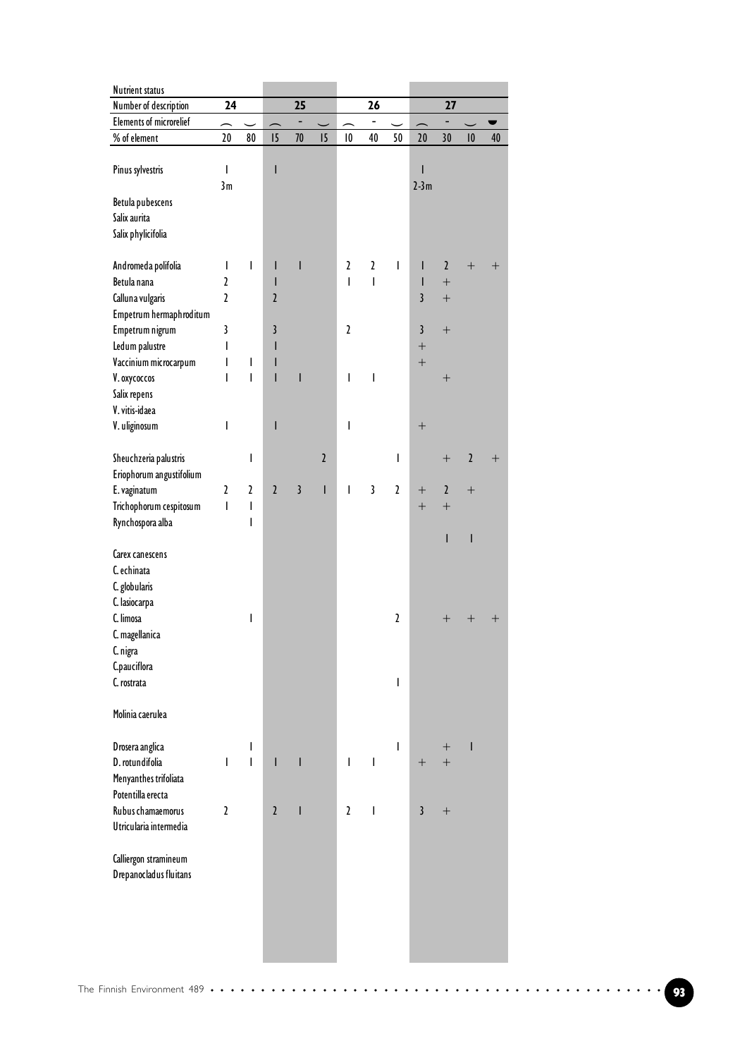| Nutrient status | | | | | | | | | | | | |
|---|---|---|---|---|---|---|---|---|---|---|---|---|
| Number of description | 24 | | | 25 | | | 26 | | | 27 | | |
| Elements of microrelief | ⌒ | ⌣ | ⌒ | - | ⌣ | ⌒ | - | ⌣ | ⌒ | - | ⌣ | ● |
| % of element | 20 | 80 | 15 | 70 | 15 | 10 | 40 | 50 | 20 | 30 | 10 | 40 |
| Pinus sylvestris | 1 | | 1 | | | | | | 1 | | | |
| | 3m | | | | | | | | 2-3m | | | |
| Betula pubescens | | | | | | | | | | | | |
| Salix aurita | | | | | | | | | | | | |
| Salix phylicifolia | | | | | | | | | | | | |
| Andromeda polifolia | 1 | 1 | 1 | 1 | | 2 | 2 | 1 | 1 | 2 | + | + |
| Betula nana | 2 | | 1 | | | 1 | 1 | | 1 | + | | |
| Calluna vulgaris | 2 | | 2 | | | | | | 3 | + | | |
| Empetrum hermaphroditum | | | | | | | | | | | | |
| Empetrum nigrum | 3 | | 3 | | | 2 | | | 3 | + | | |
| Ledum palustre | 1 | | 1 | | | | | | + | | | |
| Vaccinium microcarpum | 1 | 1 | 1 | | | | | | + | | | |
| V. oxycoccos | 1 | 1 | 1 | 1 | | 1 | 1 | | | + | | |
| Salix repens | | | | | | | | | | | | |
| V. vitis-idaea | | | | | | | | | | | | |
| V. uliginosum | 1 | | 1 | | | 1 | | | + | | | |
| Sheuchzeria palustris | | 1 | | | 2 | | | 1 | | + | 2 | + |
| Eriophorum angustifolium | | | | | | | | | | | | |
| E. vaginatum | 2 | 2 | 2 | 3 | 1 | 1 | 3 | 2 | + | 2 | + | |
| Trichophorum cespitosum | 1 | 1 | | | | | | | + | + | | |
| Rynchospora alba | | 1 | | | | | | | | | | |
| | | | | | | | | | | 1 | 1 | |
| Carex canescens | | | | | | | | | | | | |
| C. echinata | | | | | | | | | | | | |
| C. globularis | | | | | | | | | | | | |
| C. lasiocarpa | | | | | | | | | | | | |
| C. limosa | | 1 | | | | | | 2 | | + | + | + |
| C. magellanica | | | | | | | | | | | | |
| C. nigra | | | | | | | | | | | | |
| C. pauciflora | | | | | | | | | | | | |
| C. rostrata | | | | | | | | 1 | | | | |
| Molinia caerulea | | | | | | | | | | | | |
| Drosera anglica | | 1 | | | | | | 1 | | + | 1 | |
| D. rotundifolia | 1 | 1 | 1 | 1 | | 1 | 1 | | + | + | | |
| Menyanthes trifoliata | | | | | | | | | | | | |
| Potentilla erecta | | | | | | | | | | | | |
| Rubus chamaemorus | 2 | | 2 | 1 | | 2 | 1 | | 3 | + | | |
| Utricularia intermedia | | | | | | | | | | | | |
| Calliergon stramineum | | | | | | | | | | | | |
| Drepanocladus fluitans | | | | | | | | | | | | |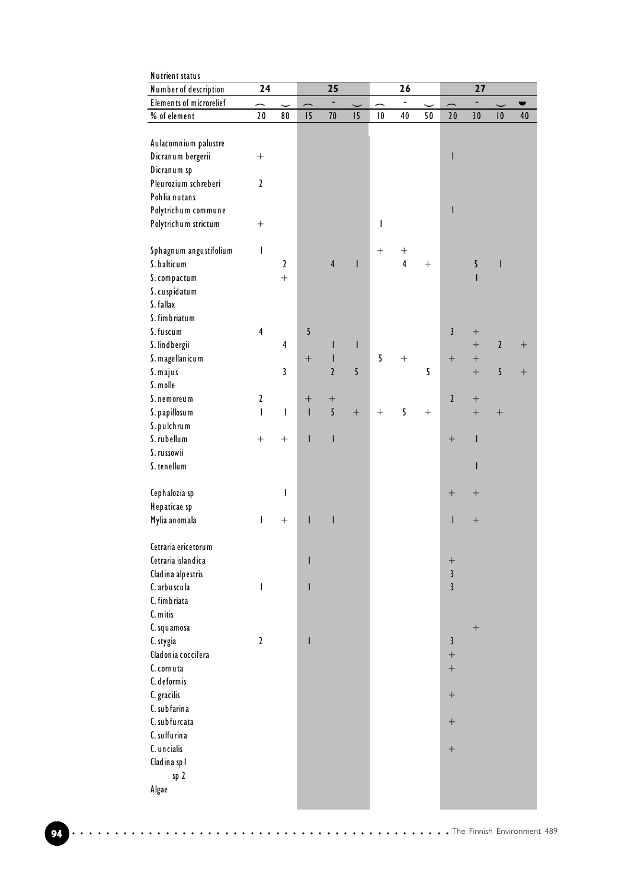| Nutrient status | | | | | | | | | | | | |
|---|---|---|---|---|---|---|---|---|---|---|---|---|
| Number of description | 24 | | | 25 | | | 26 | | | 27 | | |
| Elements of microrelief | ⌒ | ◡ | ⌒ | - | ◡ | ⌒ | - | ◡ | ⌒ | - | ◡ | ● |
| % of element | 20 | 80 | 15 | 70 | 15 | 10 | 40 | 50 | 20 | 30 | 10 | 40 |
| Aulacomnium palustre | | | | | | | | | | | | |
| Dicranum bergerii | + | | | | | | | | 1 | | | |
| Dicranum sp | | | | | | | | | | | | |
| Pleurozium schreberi | 2 | | | | | | | | | | | |
| Pohlia nutans | | | | | | | | | | | | |
| Polytrichum commune | | | | | | | | | 1 | | | |
| Polytrichum strictum | + | | | | | 1 | | | | | | |
| Sphagnum angustifolium | 1 | | | | | + | + | | | | | |
| S. balticum | | 2 | | 4 | 1 | | 4 | + | | 5 | 1 | |
| S. compactum | | + | | | | | | | | 1 | | |
| S. cuspidatum | | | | | | | | | | | | |
| S. fallax | | | | | | | | | | | | |
| S. fimbriatum | | | | | | | | | | | | |
| S. fuscum | 4 | | 5 | | | | | | 3 | + | | |
| S. lindbergii | | 4 | | 1 | 1 | | | | | + | 2 | + |
| S. magellanicum | | | + | 1 | | 5 | + | | + | + | | |
| S. majus | | 3 | | 2 | 5 | | | 5 | | + | 5 | + |
| S. molle | | | | | | | | | | | | |
| S. nemoreum | 2 | | + | + | | | | | 2 | + | | |
| S. papillosum | 1 | 1 | 1 | 5 | + | + | 5 | + | | + | + | |
| S. pulchrum | | | | | | | | | | | | |
| S. rubellum | + | + | 1 | 1 | | | | | + | 1 | | |
| S. russowii | | | | | | | | | | | | |
| S. tenellum | | | | | | | | | | 1 | | |
| Cephalozia sp | | 1 | | | | | | | + | + | | |
| Hepaticae sp | | | | | | | | | | | | |
| Mylia anomala | 1 | + | 1 | 1 | | | | | 1 | + | | |
| Cetraria ericetorum | | | | | | | | | | | | |
| Cetraria islandica | | | 1 | | | | | | + | | | |
| Cladina alpestris | | | | | | | | | 3 | | | |
| C. arbuscula | 1 | | 1 | | | | | | 3 | | | |
| C. fimbriata | | | | | | | | | | | | |
| C. mitis | | | | | | | | | | | | |
| C. squamosa | | | | | | | | | | + | | |
| C. stygia | 2 | | 1 | | | | | | 3 | | | |
| Cladonia coccifera | | | | | | | | | + | | | |
| C. cornuta | | | | | | | | | + | | | |
| C. deformis | | | | | | | | | | | | |
| C. gracilis | | | | | | | | | + | | | |
| C. subfarina | | | | | | | | | | | | |
| C. subfurcata | | | | | | | | | + | | | |
| C. sulfurina | | | | | | | | | | | | |
| C. uncialis | | | | | | | | | + | | | |
| Cladina sp1 | | | | | | | | | | | | |
| sp 2 | | | | | | | | | | | | |
| Algae | | | | | | | | | | | | |